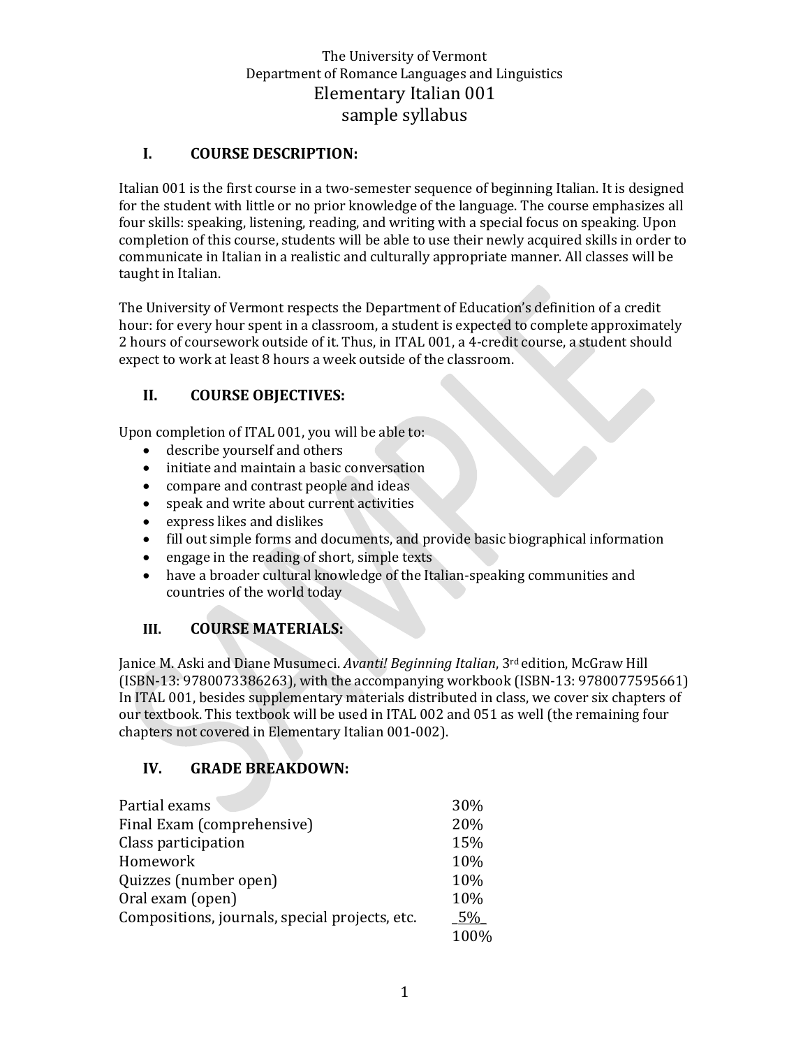The University of Vermont
Department of Romance Languages and Linguistics

# Elementary Italian 001
## sample syllabus

## I. COURSE DESCRIPTION:

Italian 001 is the first course in a two-semester sequence of beginning Italian. It is designed for the student with little or no prior knowledge of the language. The course emphasizes all four skills: speaking, listening, reading, and writing with a special focus on speaking. Upon completion of this course, students will be able to use their newly acquired skills in order to communicate in Italian in a realistic and culturally appropriate manner. All classes will be taught in Italian.

The University of Vermont respects the Department of Education's definition of a credit hour: for every hour spent in a classroom, a student is expected to complete approximately 2 hours of coursework outside of it. Thus, in ITAL 001, a 4-credit course, a student should expect to work at least 8 hours a week outside of the classroom.

## II. COURSE OBJECTIVES:

Upon completion of ITAL 001, you will be able to:

- describe yourself and others
- initiate and maintain a basic conversation
- compare and contrast people and ideas
- speak and write about current activities
- express likes and dislikes
- fill out simple forms and documents, and provide basic biographical information
- engage in the reading of short, simple texts
- have a broader cultural knowledge of the Italian-speaking communities and countries of the world today

## III. COURSE MATERIALS:

Janice M. Aski and Diane Musumeci. *Avanti! Beginning Italian*, 3rd edition, McGraw Hill (ISBN-13: 9780073386263), with the accompanying workbook (ISBN-13: 9780077595661) In ITAL 001, besides supplementary materials distributed in class, we cover six chapters of our textbook. This textbook will be used in ITAL 002 and 051 as well (the remaining four chapters not covered in Elementary Italian 001-002).

## IV. GRADE BREAKDOWN:

| | |
|---|---|
| Partial exams | 30% |
| Final Exam (comprehensive) | 20% |
| Class participation | 15% |
| Homework | 10% |
| Quizzes (number open) | 10% |
| Oral exam (open) | 10% |
| Compositions, journals, special projects, etc. | 5% |
| | 100% |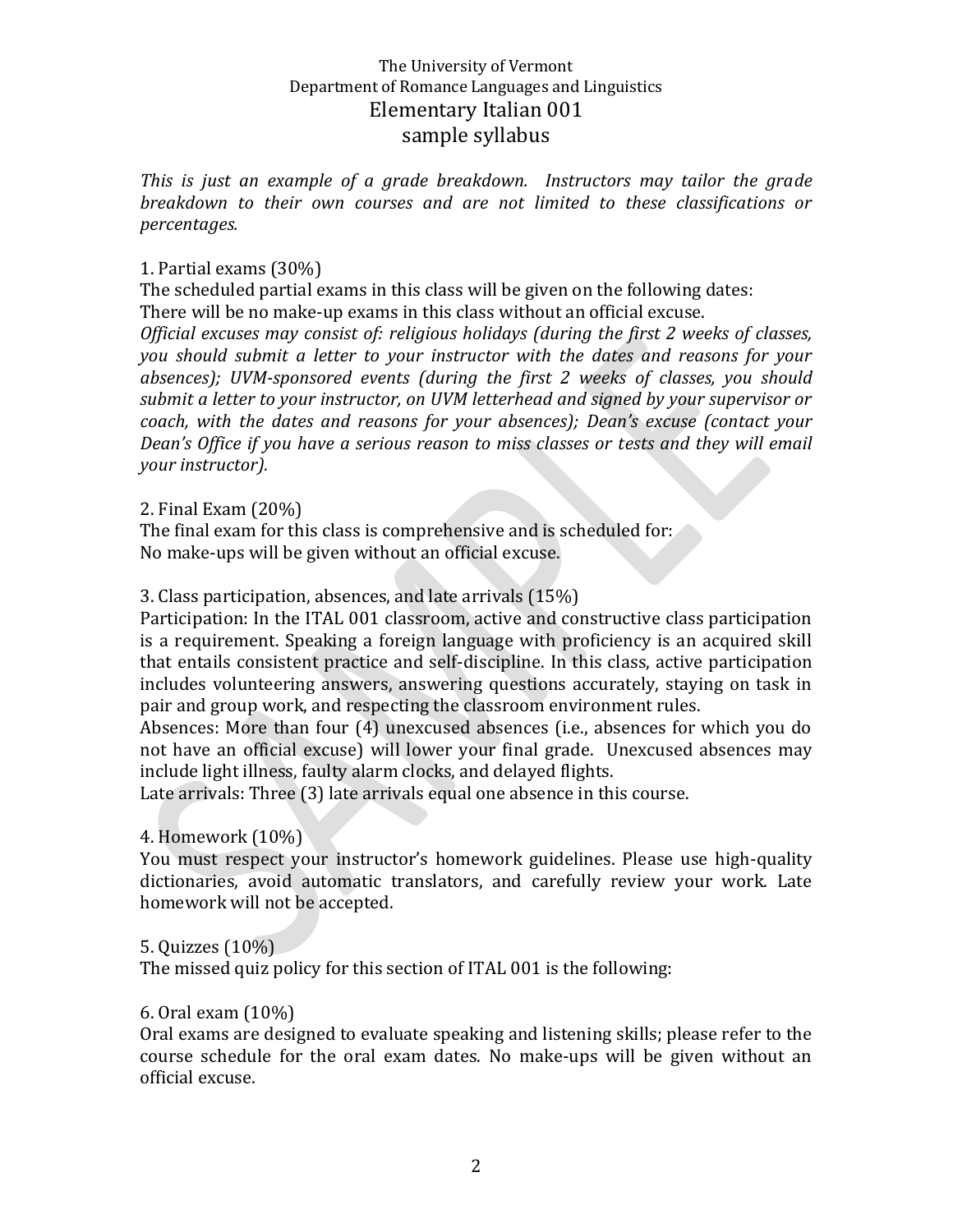The University of Vermont
Department of Romance Languages and Linguistics

# Elementary Italian 001
## sample syllabus

*This is just an example of a grade breakdown. Instructors may tailor the grade breakdown to their own courses and are not limited to these classifications or percentages.*

1. Partial exams (30%)
The scheduled partial exams in this class will be given on the following dates:
There will be no make-up exams in this class without an official excuse.
*Official excuses may consist of: religious holidays (during the first 2 weeks of classes, you should submit a letter to your instructor with the dates and reasons for your absences); UVM-sponsored events (during the first 2 weeks of classes, you should submit a letter to your instructor, on UVM letterhead and signed by your supervisor or coach, with the dates and reasons for your absences); Dean's excuse (contact your Dean's Office if you have a serious reason to miss classes or tests and they will email your instructor).*

2. Final Exam (20%)
The final exam for this class is comprehensive and is scheduled for:
No make-ups will be given without an official excuse.

3. Class participation, absences, and late arrivals (15%)
Participation: In the ITAL 001 classroom, active and constructive class participation is a requirement. Speaking a foreign language with proficiency is an acquired skill that entails consistent practice and self-discipline. In this class, active participation includes volunteering answers, answering questions accurately, staying on task in pair and group work, and respecting the classroom environment rules.
Absences: More than four (4) unexcused absences (i.e., absences for which you do not have an official excuse) will lower your final grade. Unexcused absences may include light illness, faulty alarm clocks, and delayed flights.
Late arrivals: Three (3) late arrivals equal one absence in this course.

4. Homework (10%)
You must respect your instructor's homework guidelines. Please use high-quality dictionaries, avoid automatic translators, and carefully review your work. Late homework will not be accepted.

5. Quizzes (10%)
The missed quiz policy for this section of ITAL 001 is the following:

6. Oral exam (10%)
Oral exams are designed to evaluate speaking and listening skills; please refer to the course schedule for the oral exam dates. No make-ups will be given without an official excuse.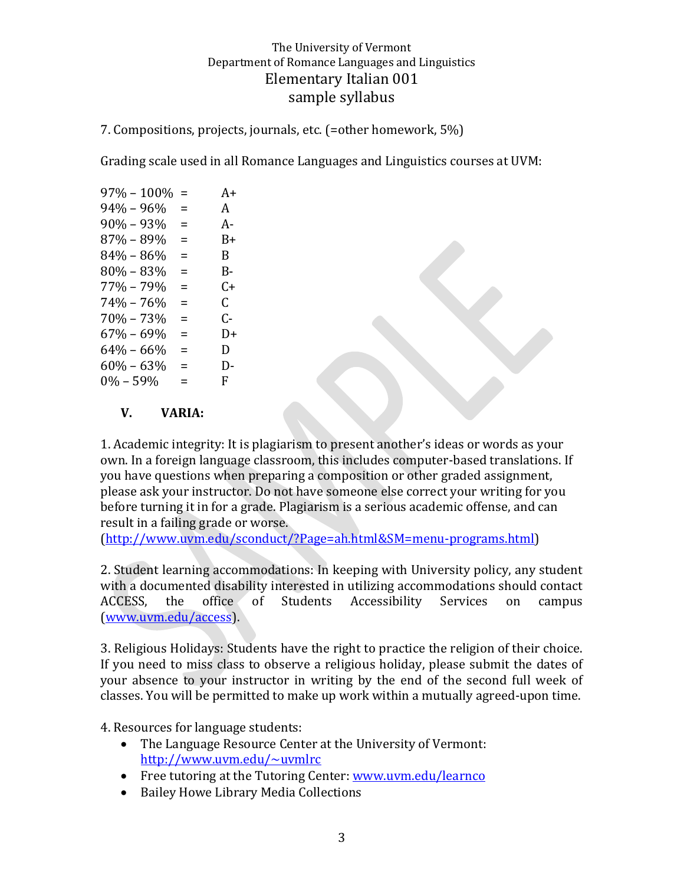7. Compositions, projects, journals, etc. (=other homework, 5%)

Grading scale used in all Romance Languages and Linguistics courses at UVM:

97% – 100% = A+
94% – 96% = A
90% – 93% = A-
87% – 89% = B+
84% – 86% = B
80% – 83% = B-
77% – 79% = C+
74% – 76% = C
70% – 73% = C-
67% – 69% = D+
64% – 66% = D
60% – 63% = D-
0% – 59% = F

## V. VARIA:

1. Academic integrity: It is plagiarism to present another's ideas or words as your own. In a foreign language classroom, this includes computer-based translations. If you have questions when preparing a composition or other graded assignment, please ask your instructor. Do not have someone else correct your writing for you before turning it in for a grade. Plagiarism is a serious academic offense, and can result in a failing grade or worse. (http://www.uvm.edu/sconduct/?Page=ah.html&SM=menu-programs.html)

2. Student learning accommodations: In keeping with University policy, any student with a documented disability interested in utilizing accommodations should contact ACCESS, the office of Students Accessibility Services on campus (www.uvm.edu/access).

3. Religious Holidays: Students have the right to practice the religion of their choice. If you need to miss class to observe a religious holiday, please submit the dates of your absence to your instructor in writing by the end of the second full week of classes. You will be permitted to make up work within a mutually agreed-upon time.

4. Resources for language students:

- The Language Resource Center at the University of Vermont: http://www.uvm.edu/~uvmlrc
- Free tutoring at the Tutoring Center: www.uvm.edu/learnco
- Bailey Howe Library Media Collections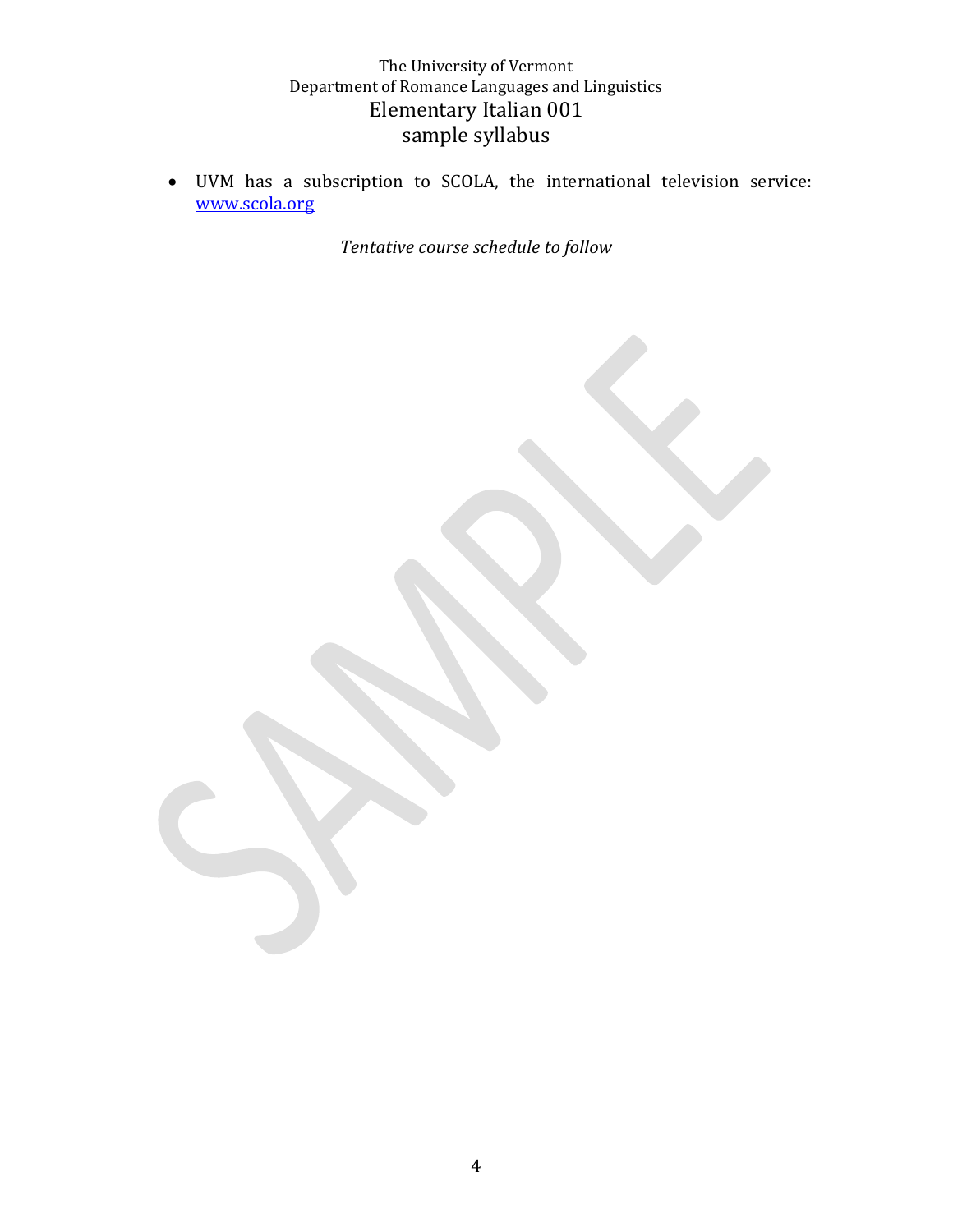- UVM has a subscription to SCOLA, the international television service: [www.scola.org](http://www.scola.org)

*Tentative course schedule to follow*